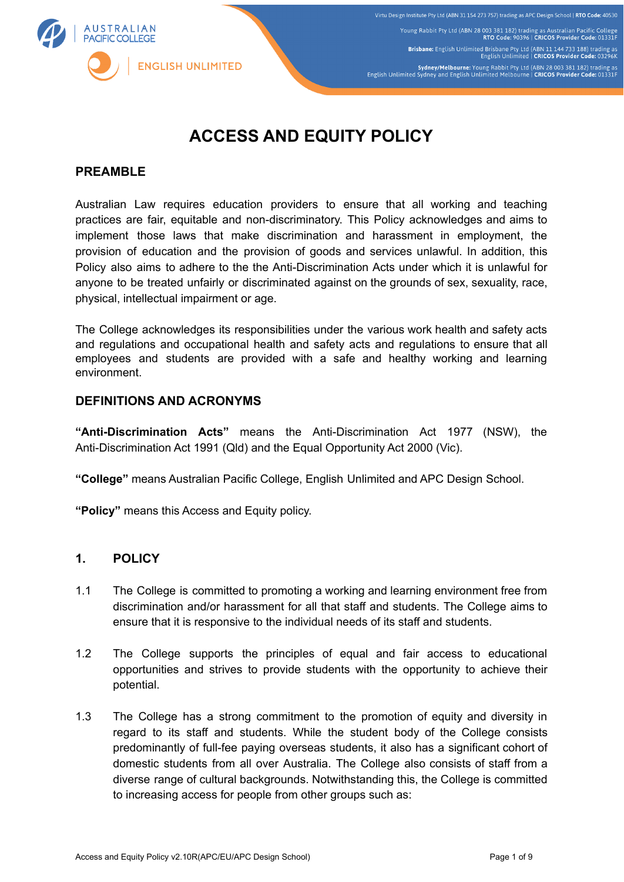# ACCESS AND EQUITY POLICY

## PREAMBLE

Australian Law requires education providers to ensure that all working and teaching practices are fair, equitable and non-discriminatory. This Policy acknowledges and aims to implement those laws that make discrimination and harassment in employment, the provision of education and the provision of goods and services unlawful. In addition, this Policy also aims to adhere to the the Anti-Discrimination Acts under which it is unlawful for anyone to be treated unfairly or discriminated against on the grounds of sex, sexuality, race, physical, intellectual impairment or age.

The College acknowledges its responsibilities under the various work health and safety acts and regulations and occupational health and safety acts and regulations to ensure that all employees and students are provided with a safe and healthy working and learning environment.

## DEFINITIONS AND ACRONYMS

**"Anti-Discrimination Acts"** means the Anti-Discrimination Act 1977 (NSW), the Anti-Discrimination Act 1991 (Qld) and the Equal Opportunity Act 2000 (Vic).

**"College"** means Australian Pacific College, English Unlimited and APC Design School.

**"Policy"** means this Access and Equity policy.

## 1. POLICY

1.1 The College is committed to promoting a working and learning environment free from discrimination and/or harassment for all that staff and students. The College aims to ensure that it is responsive to the individual needs of its staff and students.

1.2 The College supports the principles of equal and fair access to educational opportunities and strives to provide students with the opportunity to achieve their potential.

1.3 The College has a strong commitment to the promotion of equity and diversity in regard to its staff and students. While the student body of the College consists predominantly of full-fee paying overseas students, it also has a significant cohort of domestic students from all over Australia. The College also consists of staff from a diverse range of cultural backgrounds. Notwithstanding this, the College is committed to increasing access for people from other groups such as: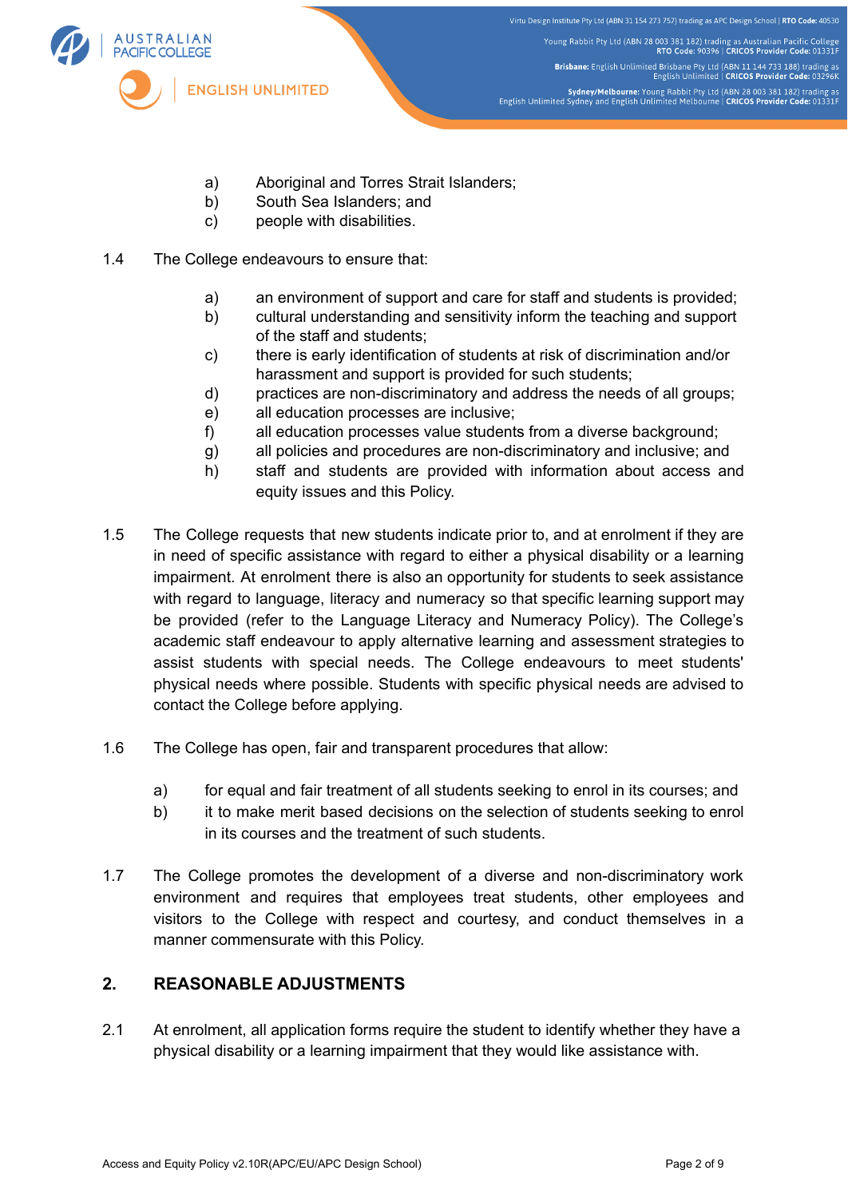a) Aboriginal and Torres Strait Islanders;
b) South Sea Islanders; and
c) people with disabilities.

1.4 The College endeavours to ensure that:

a) an environment of support and care for staff and students is provided;
b) cultural understanding and sensitivity inform the teaching and support of the staff and students;
c) there is early identification of students at risk of discrimination and/or harassment and support is provided for such students;
d) practices are non-discriminatory and address the needs of all groups;
e) all education processes are inclusive;
f) all education processes value students from a diverse background;
g) all policies and procedures are non-discriminatory and inclusive; and
h) staff and students are provided with information about access and equity issues and this Policy.

1.5 The College requests that new students indicate prior to, and at enrolment if they are in need of specific assistance with regard to either a physical disability or a learning impairment. At enrolment there is also an opportunity for students to seek assistance with regard to language, literacy and numeracy so that specific learning support may be provided (refer to the Language Literacy and Numeracy Policy). The College's academic staff endeavour to apply alternative learning and assessment strategies to assist students with special needs. The College endeavours to meet students' physical needs where possible. Students with specific physical needs are advised to contact the College before applying.

1.6 The College has open, fair and transparent procedures that allow:

a) for equal and fair treatment of all students seeking to enrol in its courses; and
b) it to make merit based decisions on the selection of students seeking to enrol in its courses and the treatment of such students.

1.7 The College promotes the development of a diverse and non-discriminatory work environment and requires that employees treat students, other employees and visitors to the College with respect and courtesy, and conduct themselves in a manner commensurate with this Policy.

## 2. REASONABLE ADJUSTMENTS

2.1 At enrolment, all application forms require the student to identify whether they have a physical disability or a learning impairment that they would like assistance with.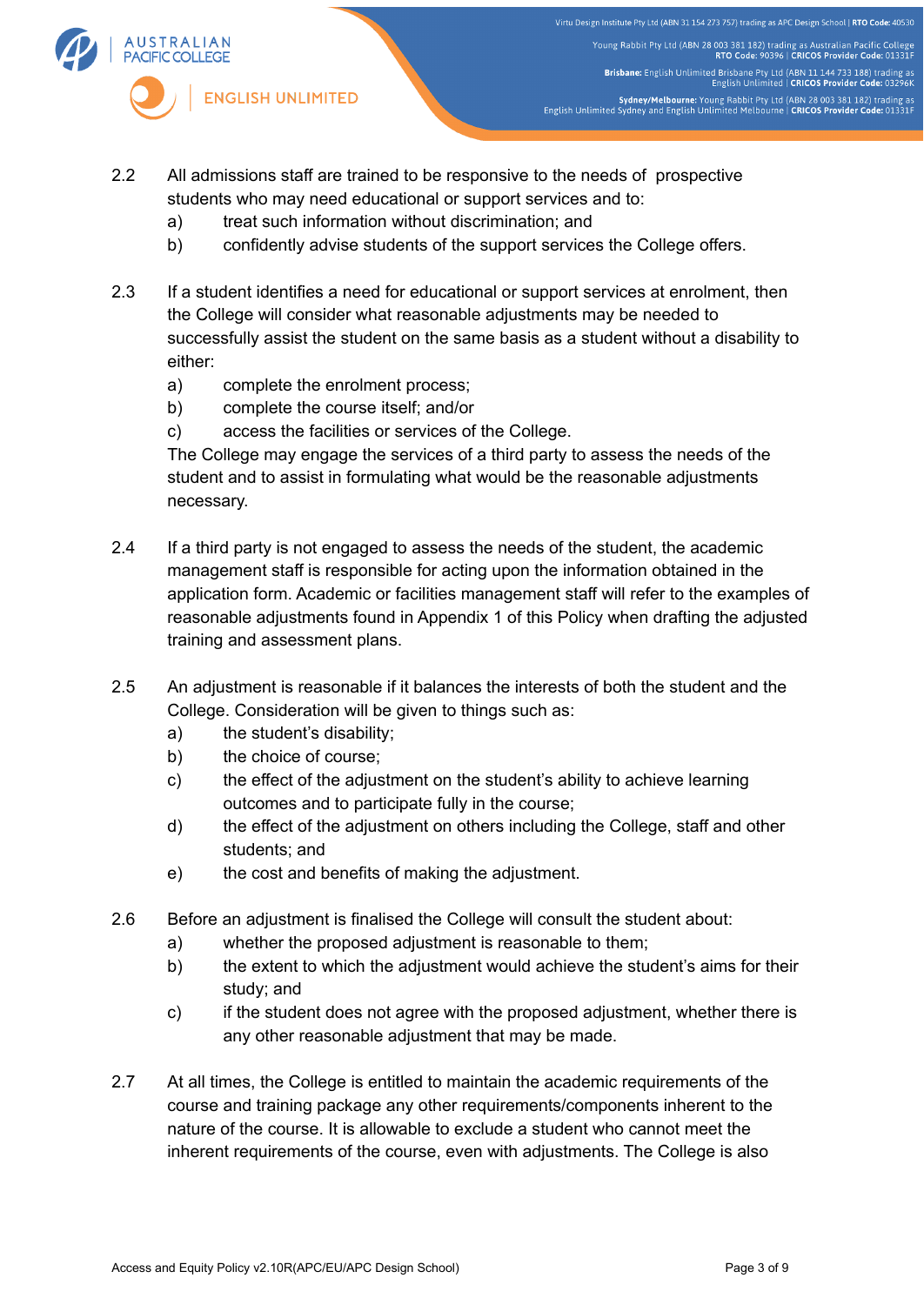2.2 All admissions staff are trained to be responsive to the needs of prospective students who may need educational or support services and to:

a) treat such information without discrimination; and

b) confidently advise students of the support services the College offers.

2.3 If a student identifies a need for educational or support services at enrolment, then the College will consider what reasonable adjustments may be needed to successfully assist the student on the same basis as a student without a disability to either:

a) complete the enrolment process;

b) complete the course itself; and/or

c) access the facilities or services of the College.

The College may engage the services of a third party to assess the needs of the student and to assist in formulating what would be the reasonable adjustments necessary.

2.4 If a third party is not engaged to assess the needs of the student, the academic management staff is responsible for acting upon the information obtained in the application form. Academic or facilities management staff will refer to the examples of reasonable adjustments found in Appendix 1 of this Policy when drafting the adjusted training and assessment plans.

2.5 An adjustment is reasonable if it balances the interests of both the student and the College. Consideration will be given to things such as:

a) the student's disability;

b) the choice of course;

c) the effect of the adjustment on the student's ability to achieve learning outcomes and to participate fully in the course;

d) the effect of the adjustment on others including the College, staff and other students; and

e) the cost and benefits of making the adjustment.

2.6 Before an adjustment is finalised the College will consult the student about:

a) whether the proposed adjustment is reasonable to them;

b) the extent to which the adjustment would achieve the student's aims for their study; and

c) if the student does not agree with the proposed adjustment, whether there is any other reasonable adjustment that may be made.

2.7 At all times, the College is entitled to maintain the academic requirements of the course and training package any other requirements/components inherent to the nature of the course. It is allowable to exclude a student who cannot meet the inherent requirements of the course, even with adjustments. The College is also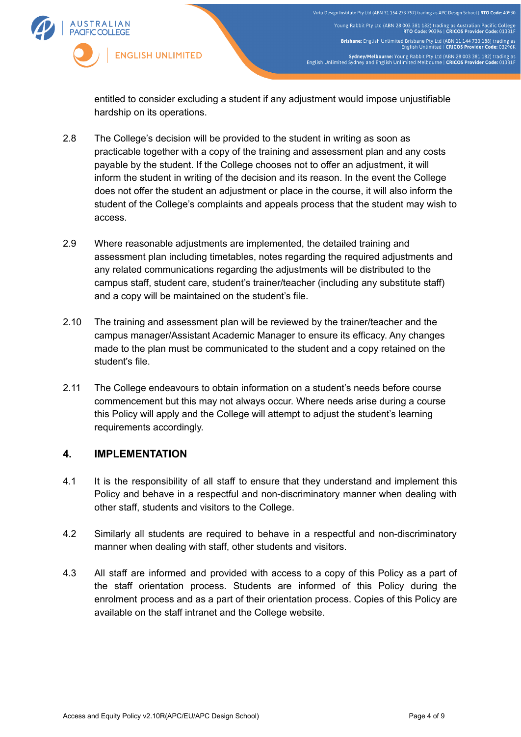entitled to consider excluding a student if any adjustment would impose unjustifiable hardship on its operations.

2.8 The College's decision will be provided to the student in writing as soon as practicable together with a copy of the training and assessment plan and any costs payable by the student. If the College chooses not to offer an adjustment, it will inform the student in writing of the decision and its reason. In the event the College does not offer the student an adjustment or place in the course, it will also inform the student of the College's complaints and appeals process that the student may wish to access.

2.9 Where reasonable adjustments are implemented, the detailed training and assessment plan including timetables, notes regarding the required adjustments and any related communications regarding the adjustments will be distributed to the campus staff, student care, student's trainer/teacher (including any substitute staff) and a copy will be maintained on the student's file.

2.10 The training and assessment plan will be reviewed by the trainer/teacher and the campus manager/Assistant Academic Manager to ensure its efficacy. Any changes made to the plan must be communicated to the student and a copy retained on the student's file.

2.11 The College endeavours to obtain information on a student's needs before course commencement but this may not always occur. Where needs arise during a course this Policy will apply and the College will attempt to adjust the student's learning requirements accordingly.

## 4. IMPLEMENTATION

4.1 It is the responsibility of all staff to ensure that they understand and implement this Policy and behave in a respectful and non-discriminatory manner when dealing with other staff, students and visitors to the College.

4.2 Similarly all students are required to behave in a respectful and non-discriminatory manner when dealing with staff, other students and visitors.

4.3 All staff are informed and provided with access to a copy of this Policy as a part of the staff orientation process. Students are informed of this Policy during the enrolment process and as a part of their orientation process. Copies of this Policy are available on the staff intranet and the College website.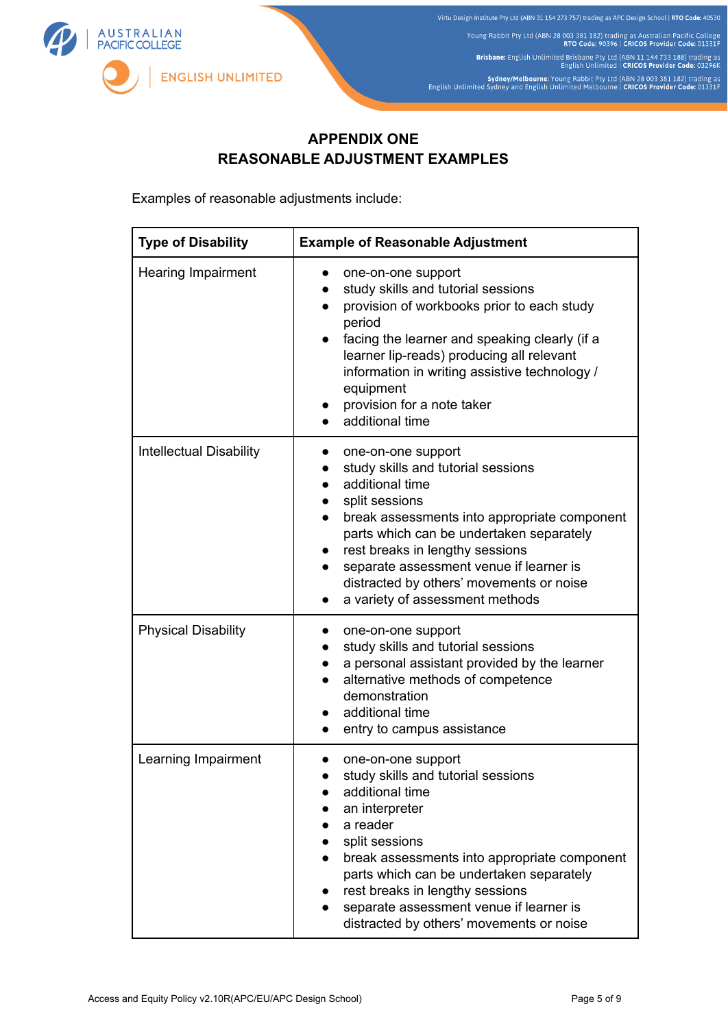## APPENDIX ONE
## REASONABLE ADJUSTMENT EXAMPLES

Examples of reasonable adjustments include:

| **Type of Disability** | **Example of Reasonable Adjustment** |
|---|---|
| Hearing Impairment | • one-on-one support<br>• study skills and tutorial sessions<br>• provision of workbooks prior to each study period<br>• facing the learner and speaking clearly (if a learner lip-reads) producing all relevant information in writing assistive technology / equipment<br>• provision for a note taker<br>• additional time |
| Intellectual Disability | • one-on-one support<br>• study skills and tutorial sessions<br>• additional time<br>• split sessions<br>• break assessments into appropriate component parts which can be undertaken separately<br>• rest breaks in lengthy sessions<br>• separate assessment venue if learner is distracted by others' movements or noise<br>• a variety of assessment methods |
| Physical Disability | • one-on-one support<br>• study skills and tutorial sessions<br>• a personal assistant provided by the learner<br>• alternative methods of competence demonstration<br>• additional time<br>• entry to campus assistance |
| Learning Impairment | • one-on-one support<br>• study skills and tutorial sessions<br>• additional time<br>• an interpreter<br>• a reader<br>• split sessions<br>• break assessments into appropriate component parts which can be undertaken separately<br>• rest breaks in lengthy sessions<br>• separate assessment venue if learner is distracted by others' movements or noise |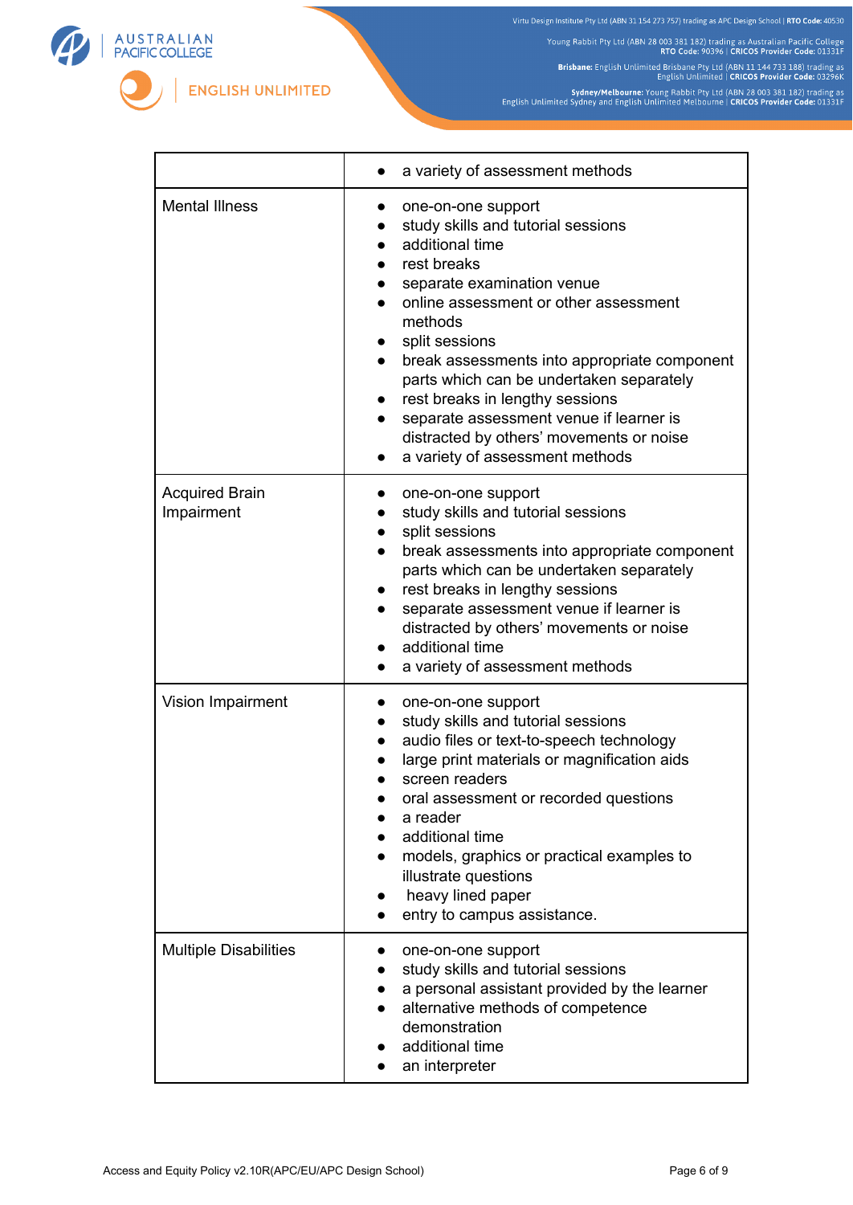| | |
|---|---|
| | • a variety of assessment methods |
| Mental Illness | • one-on-one support<br>• study skills and tutorial sessions<br>• additional time<br>• rest breaks<br>• separate examination venue<br>• online assessment or other assessment methods<br>• split sessions<br>• break assessments into appropriate component parts which can be undertaken separately<br>• rest breaks in lengthy sessions<br>• separate assessment venue if learner is distracted by others' movements or noise<br>• a variety of assessment methods |
| Acquired Brain Impairment | • one-on-one support<br>• study skills and tutorial sessions<br>• split sessions<br>• break assessments into appropriate component parts which can be undertaken separately<br>• rest breaks in lengthy sessions<br>• separate assessment venue if learner is distracted by others' movements or noise<br>• additional time<br>• a variety of assessment methods |
| Vision Impairment | • one-on-one support<br>• study skills and tutorial sessions<br>• audio files or text-to-speech technology<br>• large print materials or magnification aids<br>• screen readers<br>• oral assessment or recorded questions<br>• a reader<br>• additional time<br>• models, graphics or practical examples to illustrate questions<br>• heavy lined paper<br>• entry to campus assistance. |
| Multiple Disabilities | • one-on-one support<br>• study skills and tutorial sessions<br>• a personal assistant provided by the learner<br>• alternative methods of competence demonstration<br>• additional time<br>• an interpreter |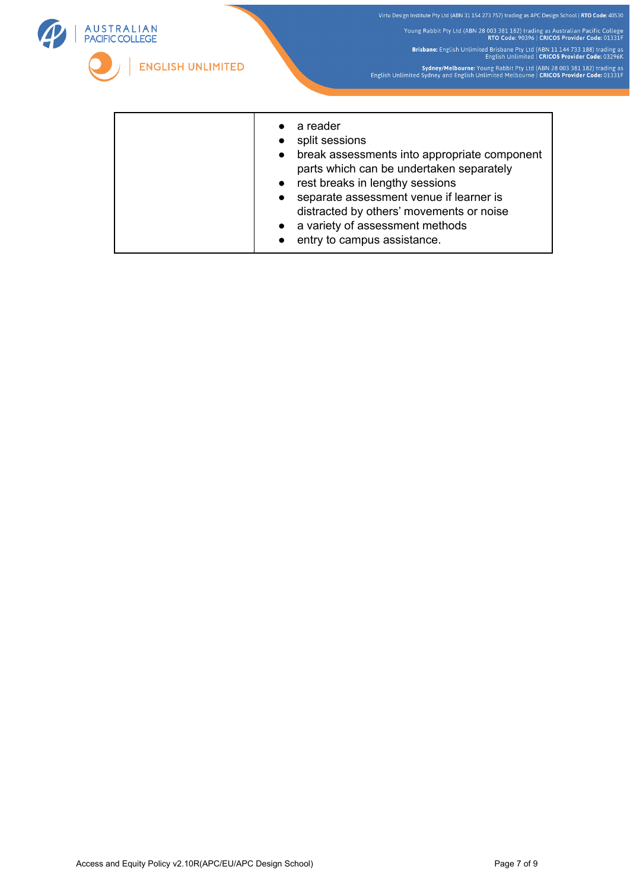| | |
|---|---|
| | • a reader<br>• split sessions<br>• break assessments into appropriate component parts which can be undertaken separately<br>• rest breaks in lengthy sessions<br>• separate assessment venue if learner is distracted by others' movements or noise<br>• a variety of assessment methods<br>• entry to campus assistance. |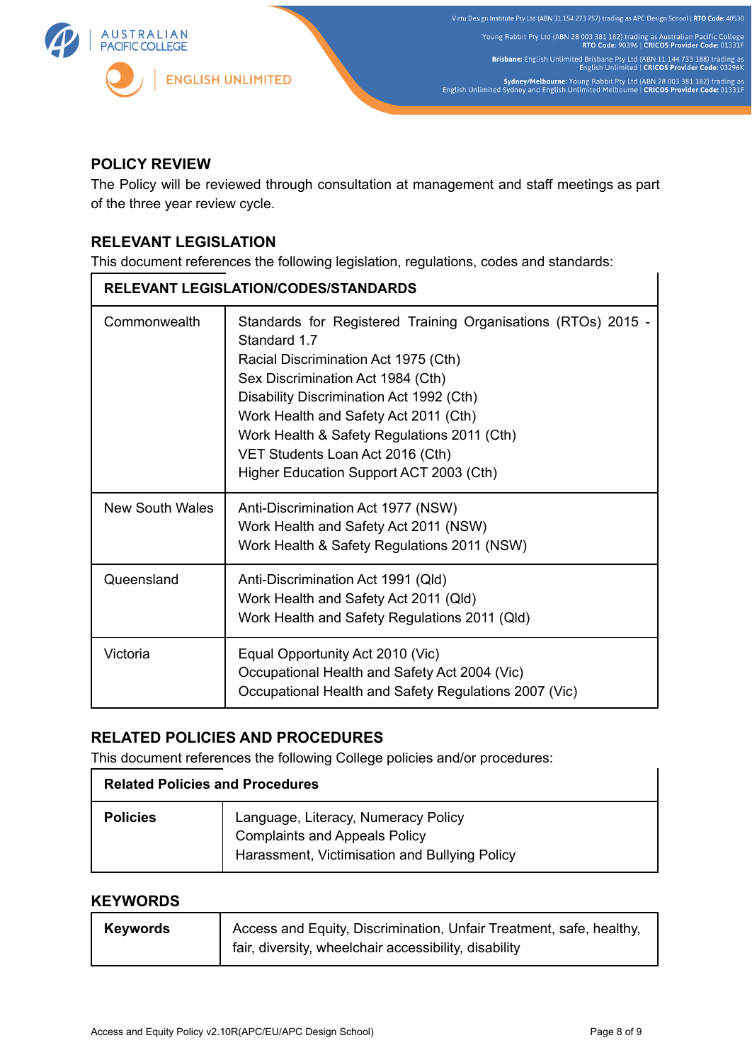## POLICY REVIEW

The Policy will be reviewed through consultation at management and staff meetings as part of the three year review cycle.

## RELEVANT LEGISLATION

This document references the following legislation, regulations, codes and standards:

| RELEVANT LEGISLATION/CODES/STANDARDS | |
|---|---|
| Commonwealth | Standards for Registered Training Organisations (RTOs) 2015 - Standard 1.7<br>Racial Discrimination Act 1975 (Cth)<br>Sex Discrimination Act 1984 (Cth)<br>Disability Discrimination Act 1992 (Cth)<br>Work Health and Safety Act 2011 (Cth)<br>Work Health & Safety Regulations 2011 (Cth)<br>VET Students Loan Act 2016 (Cth)<br>Higher Education Support ACT 2003 (Cth) |
| New South Wales | Anti-Discrimination Act 1977 (NSW)<br>Work Health and Safety Act 2011 (NSW)<br>Work Health & Safety Regulations 2011 (NSW) |
| Queensland | Anti-Discrimination Act 1991 (Qld)<br>Work Health and Safety Act 2011 (Qld)<br>Work Health and Safety Regulations 2011 (Qld) |
| Victoria | Equal Opportunity Act 2010 (Vic)<br>Occupational Health and Safety Act 2004 (Vic)<br>Occupational Health and Safety Regulations 2007 (Vic) |

## RELATED POLICIES AND PROCEDURES

This document references the following College policies and/or procedures:

| Related Policies and Procedures | |
|---|---|
| **Policies** | Language, Literacy, Numeracy Policy<br>Complaints and Appeals Policy<br>Harassment, Victimisation and Bullying Policy |

## KEYWORDS

| | |
|---|---|
| **Keywords** | Access and Equity, Discrimination, Unfair Treatment, safe, healthy, fair, diversity, wheelchair accessibility, disability |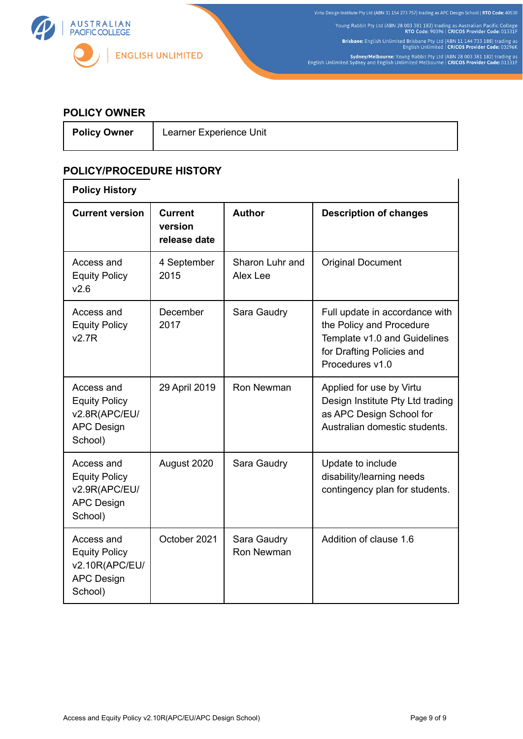## POLICY OWNER

| Policy Owner | Learner Experience Unit |
|---|---|

## POLICY/PROCEDURE HISTORY

| Policy History | | | |
|---|---|---|---|
| **Current version** | **Current version release date** | **Author** | **Description of changes** |
| Access and Equity Policy v2.6 | 4 September 2015 | Sharon Luhr and Alex Lee | Original Document |
| Access and Equity Policy v2.7R | December 2017 | Sara Gaudry | Full update in accordance with the Policy and Procedure Template v1.0 and Guidelines for Drafting Policies and Procedures v1.0 |
| Access and Equity Policy v2.8R(APC/EU/ APC Design School) | 29 April 2019 | Ron Newman | Applied for use by Virtu Design Institute Pty Ltd trading as APC Design School for Australian domestic students. |
| Access and Equity Policy v2.9R(APC/EU/ APC Design School) | August 2020 | Sara Gaudry | Update to include disability/learning needs contingency plan for students. |
| Access and Equity Policy v2.10R(APC/EU/ APC Design School) | October 2021 | Sara Gaudry Ron Newman | Addition of clause 1.6 |